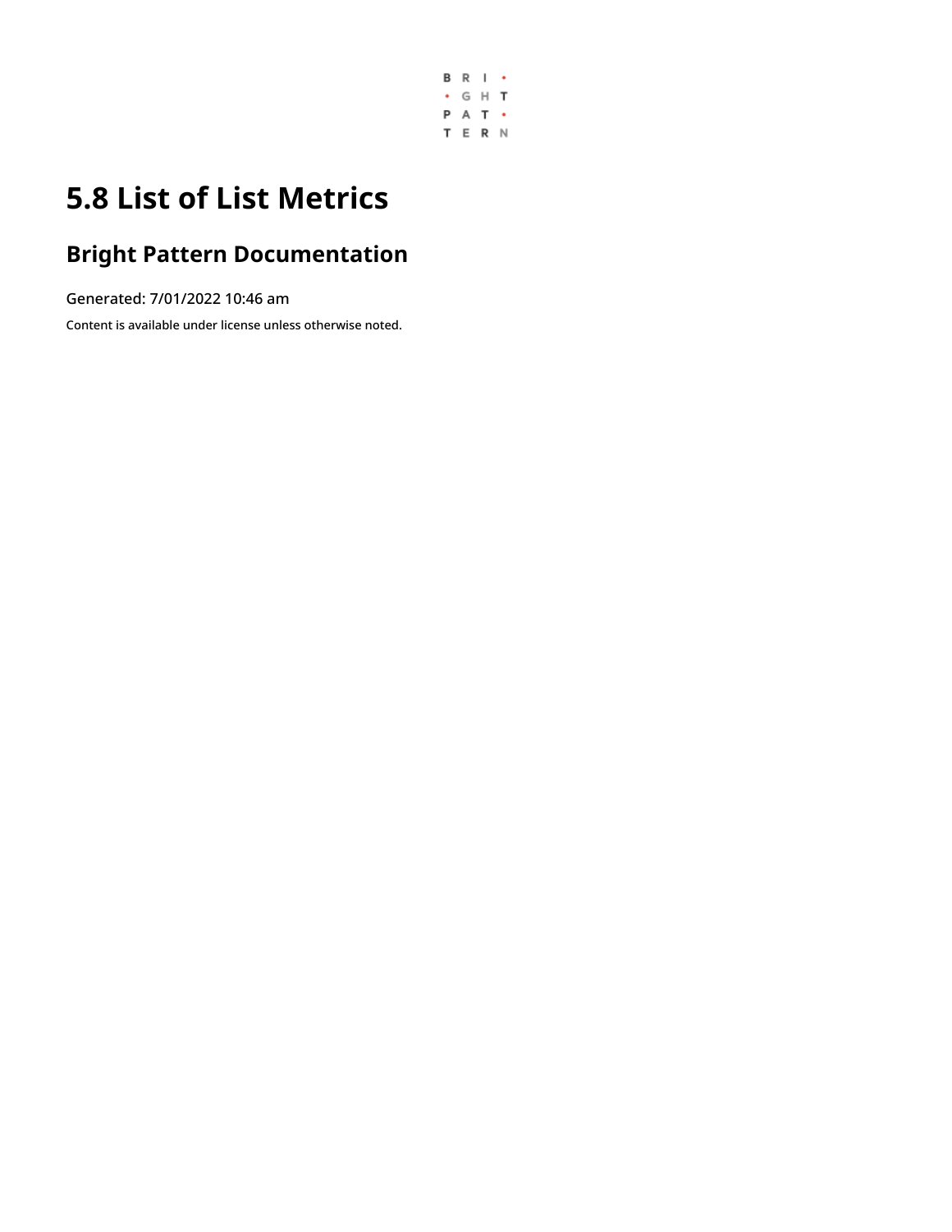# 5.8 List of List Metrics

## Bright Pattern Documentation

Generated: 7/01/2022 10:46 am

Content is available under license unless otherwise noted.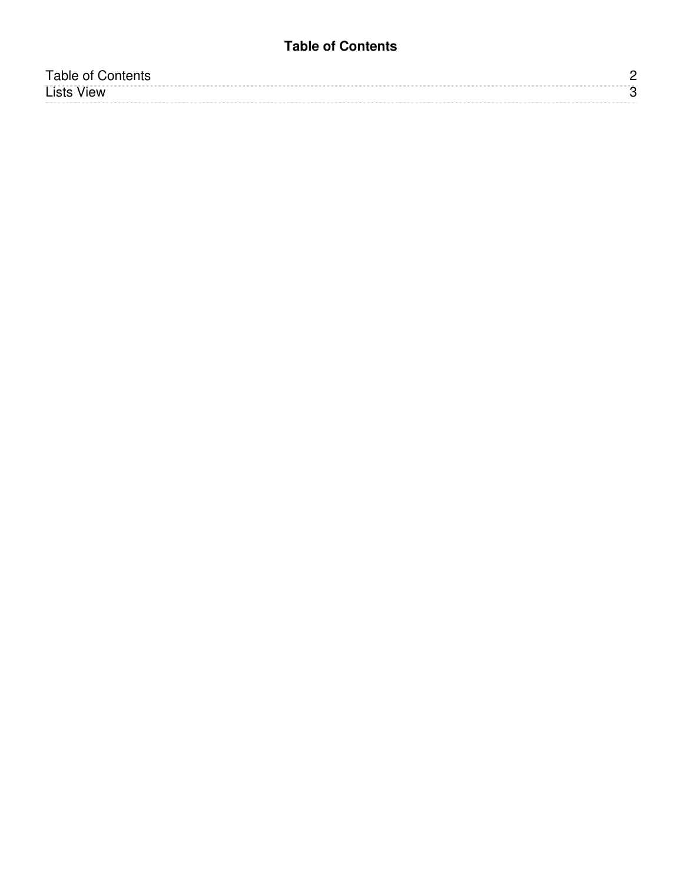# Table of Contents

| | |
|---|---|
| Table of Contents | 2 |
| Lists View | 3 |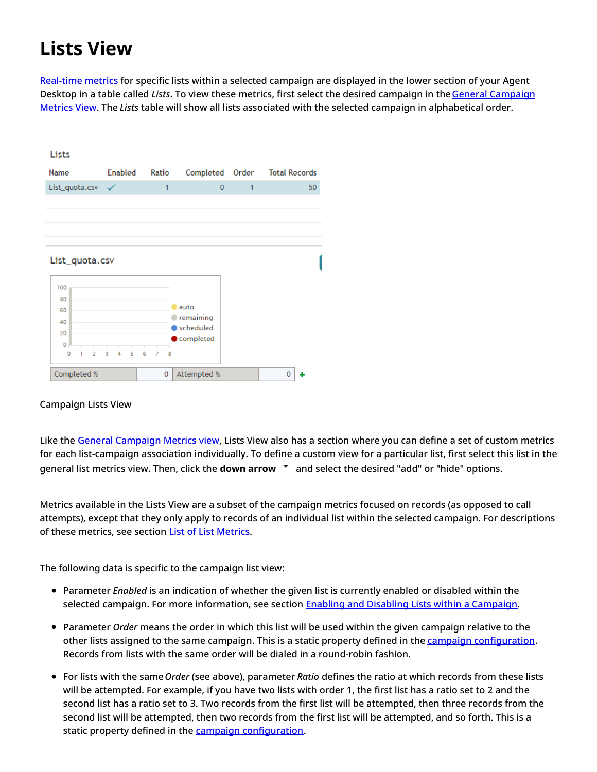# Lists View

Real-time metrics for specific lists within a selected campaign are displayed in the lower section of your Agent Desktop in a table called *Lists*. To view these metrics, first select the desired campaign in the General Campaign Metrics View. The *Lists* table will show all lists associated with the selected campaign in alphabetical order.

Campaign Lists View

Like the General Campaign Metrics view, Lists View also has a section where you can define a set of custom metrics for each list-campaign association individually. To define a custom view for a particular list, first select this list in the general list metrics view. Then, click the **down arrow** and select the desired "add" or "hide" options.

Metrics available in the Lists View are a subset of the campaign metrics focused on records (as opposed to call attempts), except that they only apply to records of an individual list within the selected campaign. For descriptions of these metrics, see section List of List Metrics.

The following data is specific to the campaign list view:

- Parameter *Enabled* is an indication of whether the given list is currently enabled or disabled within the selected campaign. For more information, see section Enabling and Disabling Lists within a Campaign.
- Parameter *Order* means the order in which this list will be used within the given campaign relative to the other lists assigned to the same campaign. This is a static property defined in the campaign configuration. Records from lists with the same order will be dialed in a round-robin fashion.
- For lists with the same *Order* (see above), parameter *Ratio* defines the ratio at which records from these lists will be attempted. For example, if you have two lists with order 1, the first list has a ratio set to 2 and the second list has a ratio set to 3. Two records from the first list will be attempted, then three records from the second list will be attempted, then two records from the first list will be attempted, and so forth. This is a static property defined in the campaign configuration.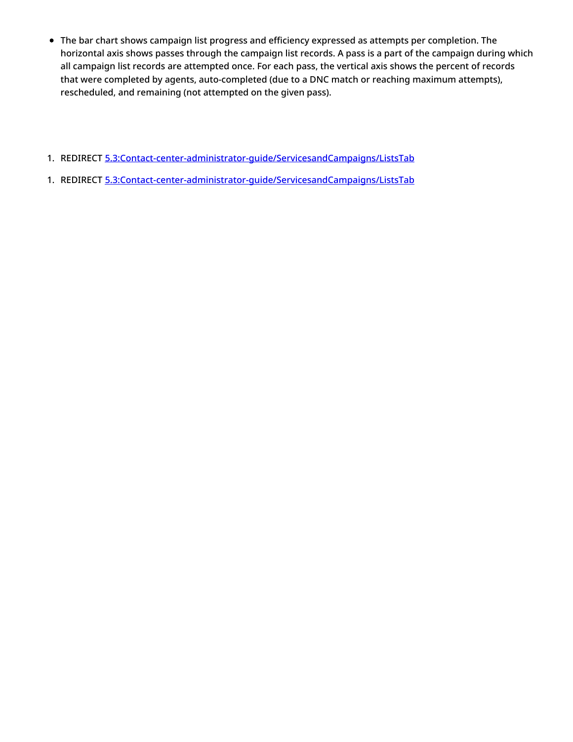- The bar chart shows campaign list progress and efficiency expressed as attempts per completion. The horizontal axis shows passes through the campaign list records. A pass is a part of the campaign during which all campaign list records are attempted once. For each pass, the vertical axis shows the percent of records that were completed by agents, auto-completed (due to a DNC match or reaching maximum attempts), rescheduled, and remaining (not attempted on the given pass).

1. REDIRECT [5.3:Contact-center-administrator-guide/ServicesandCampaigns/ListsTab]

1. REDIRECT [5.3:Contact-center-administrator-guide/ServicesandCampaigns/ListsTab]